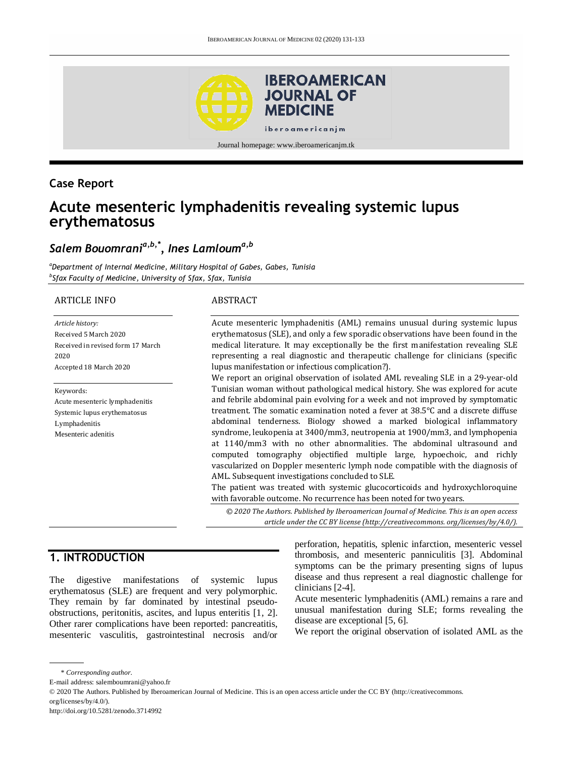Case Report

# Acute mesenteric lymphadenitis revealing systemic lupus erythematosus

*Salem Bouomrani[a,b,*], Ines Lamloum[a,b]*

[a]*Department of Internal Medicine, Military Hospital of Gabes, Gabes, Tunisia*
[b]*Sfax Faculty of Medicine, University of Sfax, Sfax, Tunisia*

## ARTICLE INFO

*Article history:*
Received 5 March 2020
Received in revised form 17 March 2020
Accepted 18 March 2020

Keywords:
Acute mesenteric lymphadenitis
Systemic lupus erythematosus
Lymphadenitis
Mesenteric adenitis

## ABSTRACT

Acute mesenteric lymphadenitis (AML) remains unusual during systemic lupus erythematosus (SLE), and only a few sporadic observations have been found in the medical literature. It may exceptionally be the first manifestation revealing SLE representing a real diagnostic and therapeutic challenge for clinicians (specific lupus manifestation or infectious complication?).

We report an original observation of isolated AML revealing SLE in a 29-year-old Tunisian woman without pathological medical history. She was explored for acute and febrile abdominal pain evolving for a week and not improved by symptomatic treatment. The somatic examination noted a fever at 38.5°C and a discrete diffuse abdominal tenderness. Biology showed a marked biological inflammatory syndrome, leukopenia at 3400/mm3, neutropenia at 1900/mm3, and lymphopenia at 1140/mm3 with no other abnormalities. The abdominal ultrasound and computed tomography objectified multiple large, hypoechoic, and richly vascularized on Doppler mesenteric lymph node compatible with the diagnosis of AML. Subsequent investigations concluded to SLE.

The patient was treated with systemic glucocorticoids and hydroxychloroquine with favorable outcome. No recurrence has been noted for two years.

*© 2020 The Authors. Published by Iberoamerican Journal of Medicine. This is an open access article under the CC BY license (http://creativecommons. org/licenses/by/4.0/).*

## 1. INTRODUCTION

The digestive manifestations of systemic lupus erythematosus (SLE) are frequent and very polymorphic. They remain by far dominated by intestinal pseudo-obstructions, peritonitis, ascites, and lupus enteritis [1, 2]. Other rarer complications have been reported: pancreatitis, mesenteric vasculitis, gastrointestinal necrosis and/or perforation, hepatitis, splenic infarction, mesenteric vessel thrombosis, and mesenteric panniculitis [3]. Abdominal symptoms can be the primary presenting signs of lupus disease and thus represent a real diagnostic challenge for clinicians [2-4].

Acute mesenteric lymphadenitis (AML) remains a rare and unusual manifestation during SLE; forms revealing the disease are exceptional [5, 6].

We report the original observation of isolated AML as the

\* *Corresponding author.*
E-mail address: salemboumrani@yahoo.fr
© 2020 The Authors. Published by Iberoamerican Journal of Medicine. This is an open access article under the CC BY (http://creativecommons. org/licenses/by/4.0/).
http://doi.org/10.5281/zenodo.3714992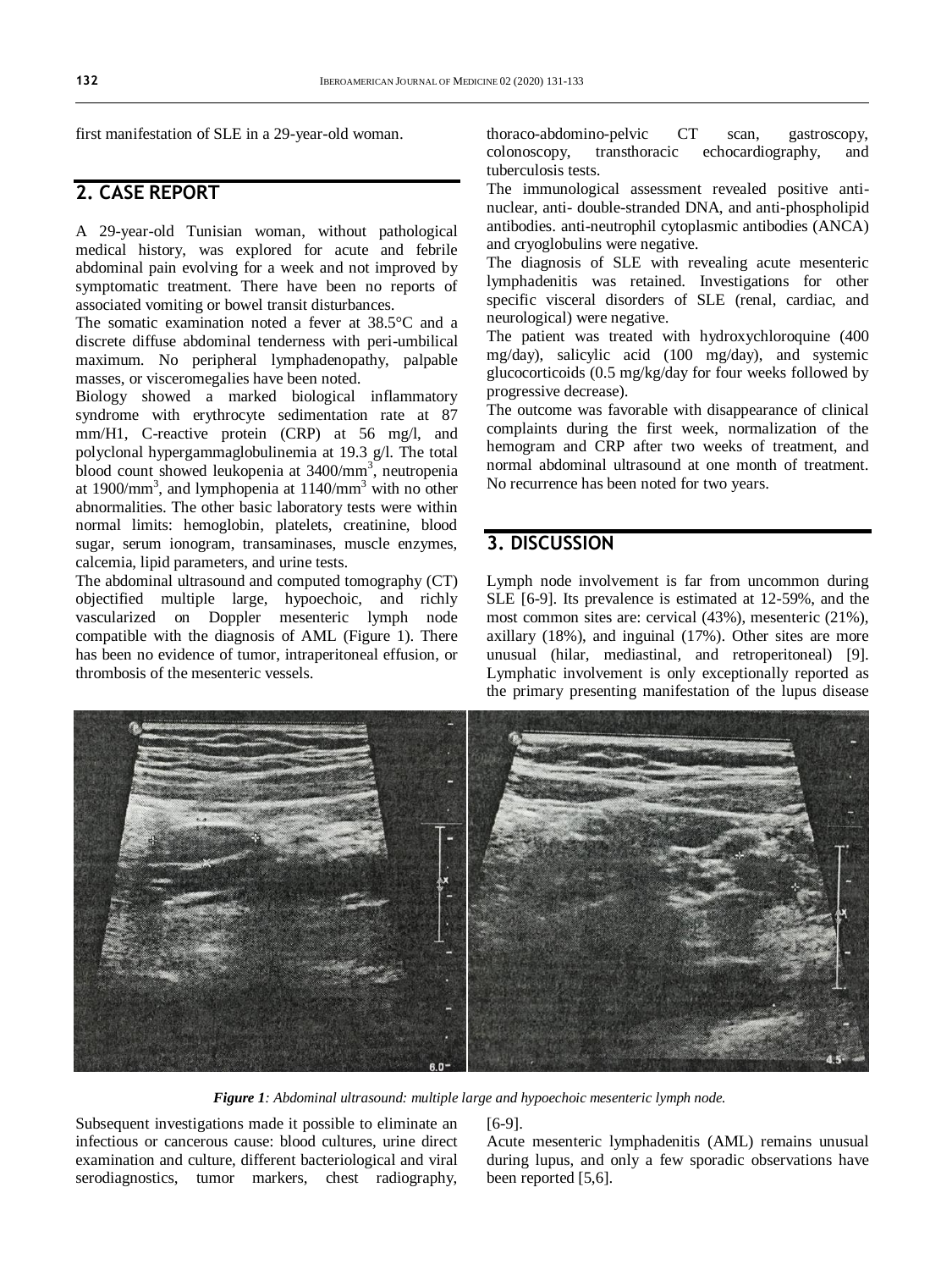first manifestation of SLE in a 29-year-old woman.

## 2. CASE REPORT

A 29-year-old Tunisian woman, without pathological medical history, was explored for acute and febrile abdominal pain evolving for a week and not improved by symptomatic treatment. There have been no reports of associated vomiting or bowel transit disturbances.

The somatic examination noted a fever at 38.5°C and a discrete diffuse abdominal tenderness with peri-umbilical maximum. No peripheral lymphadenopathy, palpable masses, or visceromegalies have been noted.

Biology showed a marked biological inflammatory syndrome with erythrocyte sedimentation rate at 87 mm/H1, C-reactive protein (CRP) at 56 mg/l, and polyclonal hypergammaglobulinemia at 19.3 g/l. The total blood count showed leukopenia at 3400/mm$^3$, neutropenia at 1900/mm$^3$, and lymphopenia at 1140/mm$^3$ with no other abnormalities. The other basic laboratory tests were within normal limits: hemoglobin, platelets, creatinine, blood sugar, serum ionogram, transaminases, muscle enzymes, calcemia, lipid parameters, and urine tests.

The abdominal ultrasound and computed tomography (CT) objectified multiple large, hypoechoic, and richly vascularized on Doppler mesenteric lymph node compatible with the diagnosis of AML (Figure 1). There has been no evidence of tumor, intraperitoneal effusion, or thrombosis of the mesenteric vessels.

Subsequent investigations made it possible to eliminate an infectious or cancerous cause: blood cultures, urine direct examination and culture, different bacteriological and viral serodiagnostics, tumor markers, chest radiography, thoraco-abdomino-pelvic CT scan, gastroscopy, colonoscopy, transthoracic echocardiography, and tuberculosis tests.

The immunological assessment revealed positive anti-nuclear, anti- double-stranded DNA, and anti-phospholipid antibodies. anti-neutrophil cytoplasmic antibodies (ANCA) and cryoglobulins were negative.

The diagnosis of SLE with revealing acute mesenteric lymphadenitis was retained. Investigations for other specific visceral disorders of SLE (renal, cardiac, and neurological) were negative.

The patient was treated with hydroxychloroquine (400 mg/day), salicylic acid (100 mg/day), and systemic glucocorticoids (0.5 mg/kg/day for four weeks followed by progressive decrease).

The outcome was favorable with disappearance of clinical complaints during the first week, normalization of the hemogram and CRP after two weeks of treatment, and normal abdominal ultrasound at one month of treatment. No recurrence has been noted for two years.

## 3. DISCUSSION

Lymph node involvement is far from uncommon during SLE [6-9]. Its prevalence is estimated at 12-59%, and the most common sites are: cervical (43%), mesenteric (21%), axillary (18%), and inguinal (17%). Other sites are more unusual (hilar, mediastinal, and retroperitoneal) [9]. Lymphatic involvement is only exceptionally reported as the primary presenting manifestation of the lupus disease [6-9].

*Figure 1: Abdominal ultrasound: multiple large and hypoechoic mesenteric lymph node.*

Acute mesenteric lymphadenitis (AML) remains unusual during lupus, and only a few sporadic observations have been reported [5,6].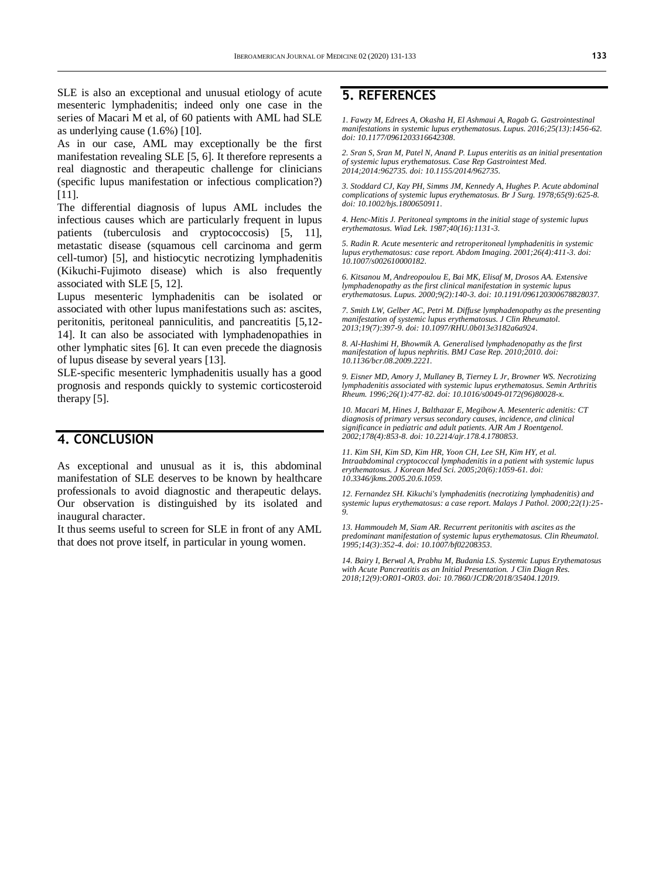SLE is also an exceptional and unusual etiology of acute mesenteric lymphadenitis; indeed only one case in the series of Macari M et al, of 60 patients with AML had SLE as underlying cause (1.6%) [10].

As in our case, AML may exceptionally be the first manifestation revealing SLE [5, 6]. It therefore represents a real diagnostic and therapeutic challenge for clinicians (specific lupus manifestation or infectious complication?) [11].

The differential diagnosis of lupus AML includes the infectious causes which are particularly frequent in lupus patients (tuberculosis and cryptococcosis) [5, 11], metastatic disease (squamous cell carcinoma and germ cell-tumor) [5], and histiocytic necrotizing lymphadenitis (Kikuchi-Fujimoto disease) which is also frequently associated with SLE [5, 12].

Lupus mesenteric lymphadenitis can be isolated or associated with other lupus manifestations such as: ascites, peritonitis, peritoneal panniculitis, and pancreatitis [5,12-14]. It can also be associated with lymphadenopathies in other lymphatic sites [6]. It can even precede the diagnosis of lupus disease by several years [13].

SLE-specific mesenteric lymphadenitis usually has a good prognosis and responds quickly to systemic corticosteroid therapy [5].

## 4. CONCLUSION

As exceptional and unusual as it is, this abdominal manifestation of SLE deserves to be known by healthcare professionals to avoid diagnostic and therapeutic delays. Our observation is distinguished by its isolated and inaugural character.

It thus seems useful to screen for SLE in front of any AML that does not prove itself, in particular in young women.

## 5. REFERENCES

*1. Fawzy M, Edrees A, Okasha H, El Ashmaui A, Ragab G. Gastrointestinal manifestations in systemic lupus erythematosus. Lupus. 2016;25(13):1456-62. doi: 10.1177/0961203316642308.*

*2. Sran S, Sran M, Patel N, Anand P. Lupus enteritis as an initial presentation of systemic lupus erythematosus. Case Rep Gastrointest Med. 2014;2014:962735. doi: 10.1155/2014/962735.*

*3. Stoddard CJ, Kay PH, Simms JM, Kennedy A, Hughes P. Acute abdominal complications of systemic lupus erythematosus. Br J Surg. 1978;65(9):625-8. doi: 10.1002/bjs.1800650911.*

*4. Henc-Mitis J. Peritoneal symptoms in the initial stage of systemic lupus erythematosus. Wiad Lek. 1987;40(16):1131-3.*

*5. Radin R. Acute mesenteric and retroperitoneal lymphadenitis in systemic lupus erythematosus: case report. Abdom Imaging. 2001;26(4):411-3. doi: 10.1007/s002610000182.*

*6. Kitsanou M, Andreopoulou E, Bai MK, Elisaf M, Drosos AA. Extensive lymphadenopathy as the first clinical manifestation in systemic lupus erythematosus. Lupus. 2000;9(2):140-3. doi: 10.1191/096120300678828037.*

*7. Smith LW, Gelber AC, Petri M. Diffuse lymphadenopathy as the presenting manifestation of systemic lupus erythematosus. J Clin Rheumatol. 2013;19(7):397-9. doi: 10.1097/RHU.0b013e3182a6a924.*

*8. Al-Hashimi H, Bhowmik A. Generalised lymphadenopathy as the first manifestation of lupus nephritis. BMJ Case Rep. 2010;2010. doi: 10.1136/bcr.08.2009.2221.*

*9. Eisner MD, Amory J, Mullaney B, Tierney L Jr, Browner WS. Necrotizing lymphadenitis associated with systemic lupus erythematosus. Semin Arthritis Rheum. 1996;26(1):477-82. doi: 10.1016/s0049-0172(96)80028-x.*

*10. Macari M, Hines J, Balthazar E, Megibow A. Mesenteric adenitis: CT diagnosis of primary versus secondary causes, incidence, and clinical significance in pediatric and adult patients. AJR Am J Roentgenol. 2002;178(4):853-8. doi: 10.2214/ajr.178.4.1780853.*

*11. Kim SH, Kim SD, Kim HR, Yoon CH, Lee SH, Kim HY, et al. Intraabdominal cryptococcal lymphadenitis in a patient with systemic lupus erythematosus. J Korean Med Sci. 2005;20(6):1059-61. doi: 10.3346/jkms.2005.20.6.1059.*

*12. Fernandez SH. Kikuchi's lymphadenitis (necrotizing lymphadenitis) and systemic lupus erythematosus: a case report. Malays J Pathol. 2000;22(1):25-9.*

*13. Hammoudeh M, Siam AR. Recurrent peritonitis with ascites as the predominant manifestation of systemic lupus erythematosus. Clin Rheumatol. 1995;14(3):352-4. doi: 10.1007/bf02208353.*

*14. Bairy I, Berwal A, Prabhu M, Budania LS. Systemic Lupus Erythematosus with Acute Pancreatitis as an Initial Presentation. J Clin Diagn Res. 2018;12(9):OR01-OR03. doi: 10.7860/JCDR/2018/35404.12019.*